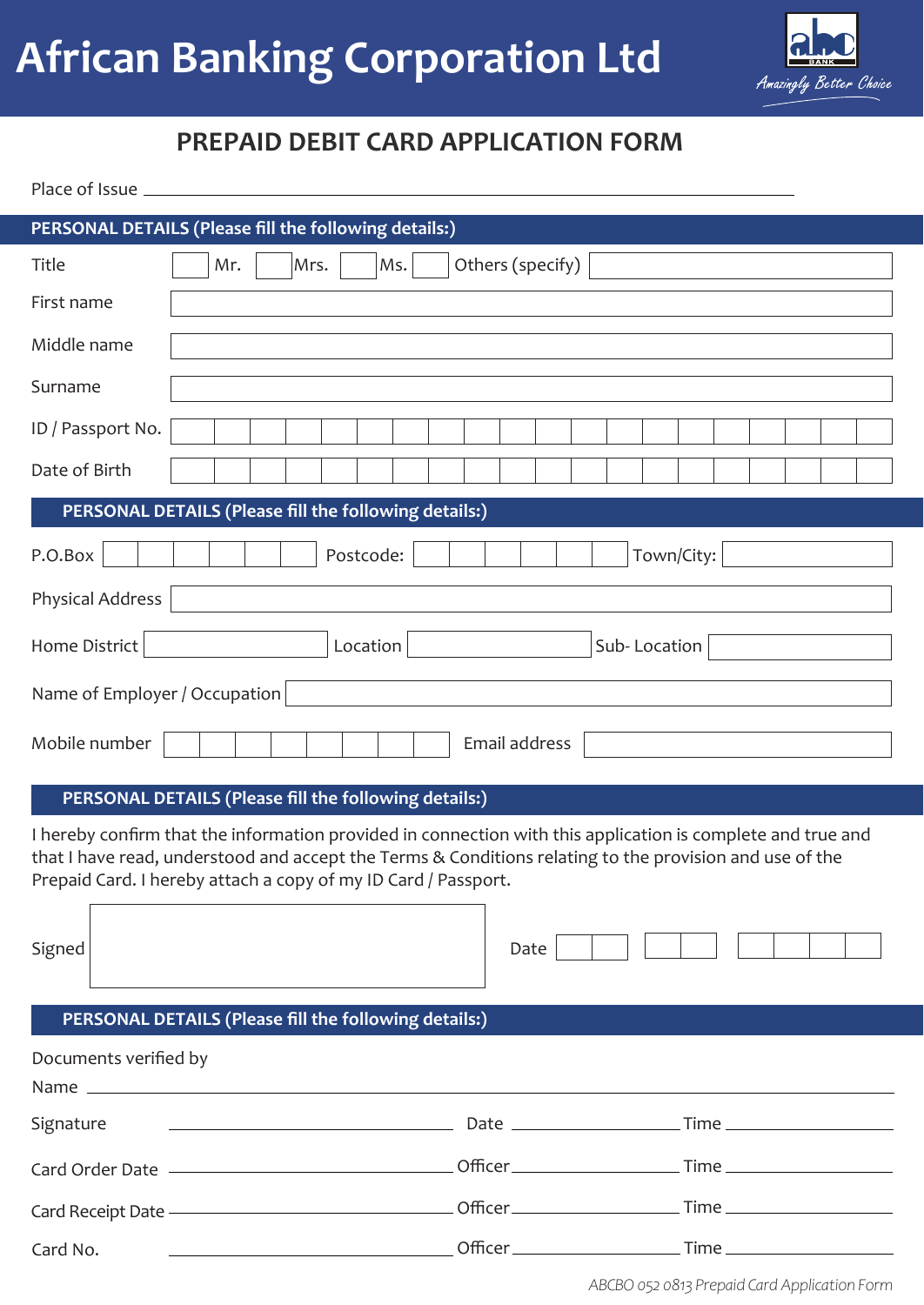# African Banking Corporation Ltd

*Amazingly Better Choice*

## PREPAID DEBIT CARD APPLICATION FORM

Place of Issue ____________________

### PERSONAL DETAILS (Please fill the following details:)

Title ☐ Mr. ☐ Mrs. ☐ Ms. ☐ Others (specify) ____________

First name ____________

Middle name ____________

Surname ____________

ID / Passport No. ____________

Date of Birth ____________

### PERSONAL DETAILS (Please fill the following details:)

P.O.Box ____________ Postcode: ____________ Town/City: ____________

Physical Address ____________

Home District ____________ Location ____________ Sub- Location ____________

Name of Employer / Occupation ____________

Mobile number ____________ Email address ____________

### PERSONAL DETAILS (Please fill the following details:)

I hereby confirm that the information provided in connection with this application is complete and true and that I have read, understood and accept the Terms & Conditions relating to the provision and use of the Prepaid Card. I hereby attach a copy of my ID Card / Passport.

Signed ____________ Date ____________

### PERSONAL DETAILS (Please fill the following details:)

Documents verified by

Name ____________

Signature ____________ Date ____________ Time ____________

Card Order Date ____________ Officer ____________ Time ____________

Card Receipt Date ____________ Officer ____________ Time ____________

Card No. ____________ Officer ____________ Time ____________

*ABCBO 052 0813 Prepaid Card Application Form*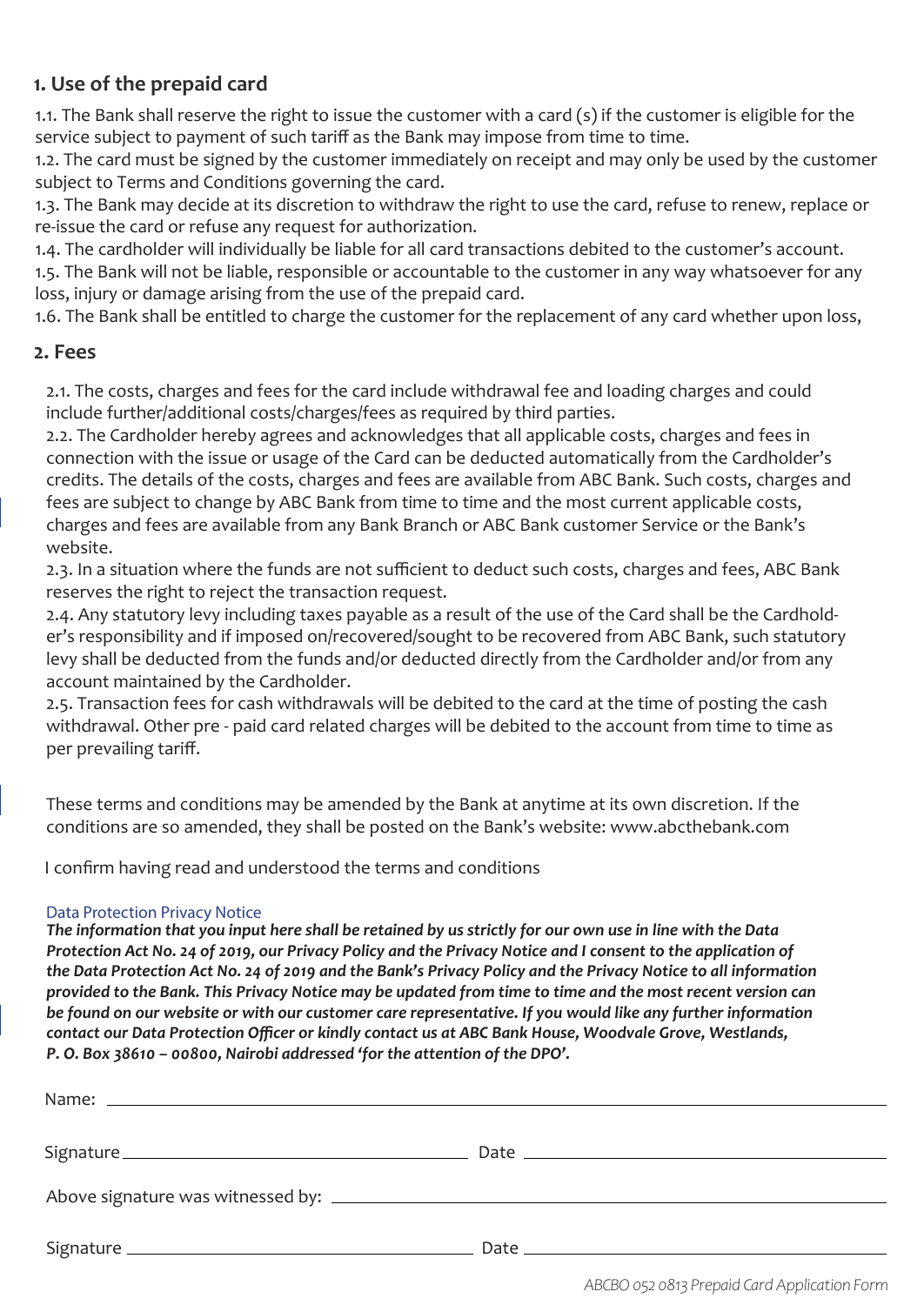## 1. Use of the prepaid card

1.1. The Bank shall reserve the right to issue the customer with a card (s) if the customer is eligible for the service subject to payment of such tariff as the Bank may impose from time to time.
1.2. The card must be signed by the customer immediately on receipt and may only be used by the customer subject to Terms and Conditions governing the card.
1.3. The Bank may decide at its discretion to withdraw the right to use the card, refuse to renew, replace or re-issue the card or refuse any request for authorization.
1.4. The cardholder will individually be liable for all card transactions debited to the customer's account.
1.5. The Bank will not be liable, responsible or accountable to the customer in any way whatsoever for any loss, injury or damage arising from the use of the prepaid card.
1.6. The Bank shall be entitled to charge the customer for the replacement of any card whether upon loss,

## 2. Fees

2.1. The costs, charges and fees for the card include withdrawal fee and loading charges and could include further/additional costs/charges/fees as required by third parties.
2.2. The Cardholder hereby agrees and acknowledges that all applicable costs, charges and fees in connection with the issue or usage of the Card can be deducted automatically from the Cardholder's credits. The details of the costs, charges and fees are available from ABC Bank. Such costs, charges and fees are subject to change by ABC Bank from time to time and the most current applicable costs, charges and fees are available from any Bank Branch or ABC Bank customer Service or the Bank's website.
2.3. In a situation where the funds are not sufficient to deduct such costs, charges and fees, ABC Bank reserves the right to reject the transaction request.
2.4. Any statutory levy including taxes payable as a result of the use of the Card shall be the Cardholder's responsibility and if imposed on/recovered/sought to be recovered from ABC Bank, such statutory levy shall be deducted from the funds and/or deducted directly from the Cardholder and/or from any account maintained by the Cardholder.
2.5. Transaction fees for cash withdrawals will be debited to the card at the time of posting the cash withdrawal. Other pre - paid card related charges will be debited to the account from time to time as per prevailing tariff.

These terms and conditions may be amended by the Bank at anytime at its own discretion. If the conditions are so amended, they shall be posted on the Bank's website: www.abcthebank.com

I confirm having read and understood the terms and conditions

Data Protection Privacy Notice

***The information that you input here shall be retained by us strictly for our own use in line with the Data Protection Act No. 24 of 2019, our Privacy Policy and the Privacy Notice and I consent to the application of the Data Protection Act No. 24 of 2019 and the Bank's Privacy Policy and the Privacy Notice to all information provided to the Bank. This Privacy Notice may be updated from time to time and the most recent version can be found on our website or with our customer care representative. If you would like any further information contact our Data Protection Officer or kindly contact us at ABC Bank House, Woodvale Grove, Westlands, P. O. Box 38610 – 00800, Nairobi addressed 'for the attention of the DPO'.***

Name: ______________________________

Signature ______________________ Date ______________________

Above signature was witnessed by: ______________________________

Signature ______________________ Date ______________________

*ABCBO 052 0813 Prepaid Card Application Form*